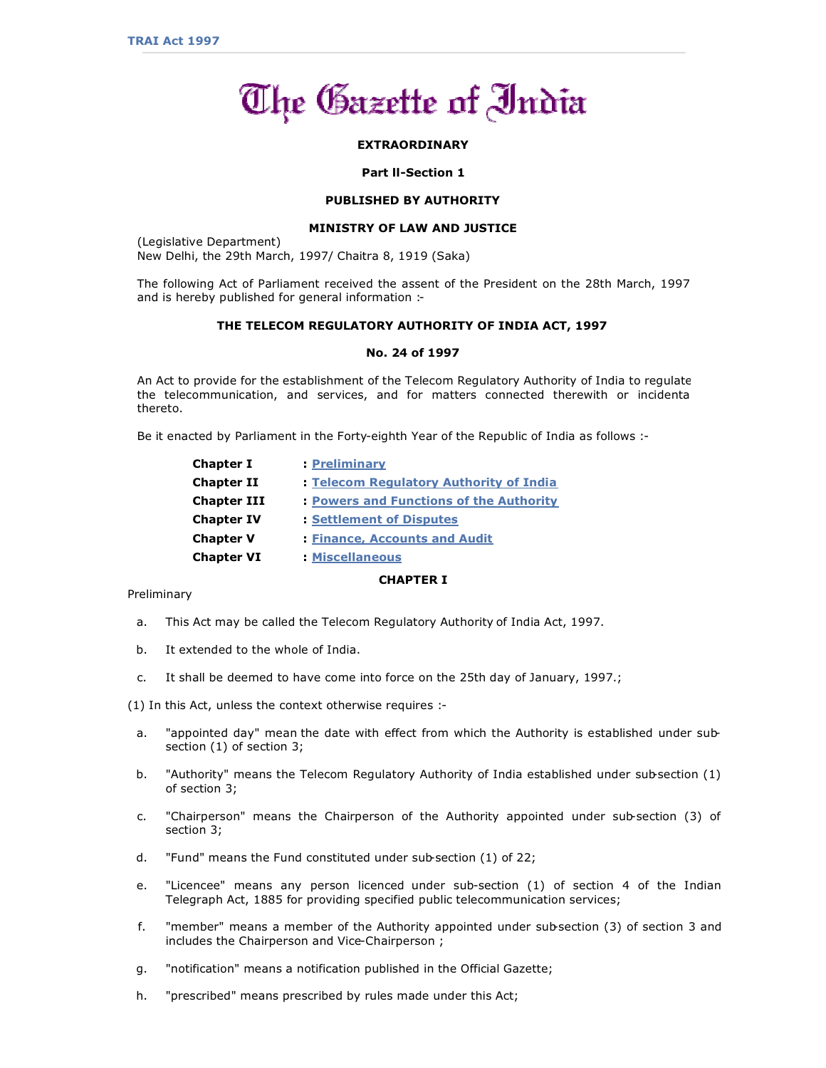# The Gazette of India

**EXTRAORDINARY**

**Part II-Section 1**

**PUBLISHED BY AUTHORITY**

**MINISTRY OF LAW AND JUSTICE**

(Legislative Department)
New Delhi, the 29th March, 1997/ Chaitra 8, 1919 (Saka)

The following Act of Parliament received the assent of the President on the 28th March, 1997 and is hereby published for general information :-

**THE TELECOM REGULATORY AUTHORITY OF INDIA ACT, 1997**

**No. 24 of 1997**

An Act to provide for the establishment of the Telecom Regulatory Authority of India to regulate the telecommunication, and services, and for matters connected therewith or incidenta thereto.

Be it enacted by Parliament in the Forty-eighth Year of the Republic of India as follows :-

| | |
|---|---|
| **Chapter I** | : **Preliminary** |
| **Chapter II** | : **Telecom Regulatory Authority of India** |
| **Chapter III** | : **Powers and Functions of the Authority** |
| **Chapter IV** | : **Settlement of Disputes** |
| **Chapter V** | : **Finance, Accounts and Audit** |
| **Chapter VI** | : **Miscellaneous** |

## CHAPTER I

Preliminary

a. This Act may be called the Telecom Regulatory Authority of India Act, 1997.

b. It extended to the whole of India.

c. It shall be deemed to have come into force on the 25th day of January, 1997.;

(1) In this Act, unless the context otherwise requires :-

a. "appointed day" mean the date with effect from which the Authority is established under sub-section (1) of section 3;

b. "Authority" means the Telecom Regulatory Authority of India established under sub-section (1) of section 3;

c. "Chairperson" means the Chairperson of the Authority appointed under sub-section (3) of section 3;

d. "Fund" means the Fund constituted under sub-section (1) of 22;

e. "Licencee" means any person licenced under sub-section (1) of section 4 of the Indian Telegraph Act, 1885 for providing specified public telecommunication services;

f. "member" means a member of the Authority appointed under sub-section (3) of section 3 and includes the Chairperson and Vice-Chairperson ;

g. "notification" means a notification published in the Official Gazette;

h. "prescribed" means prescribed by rules made under this Act;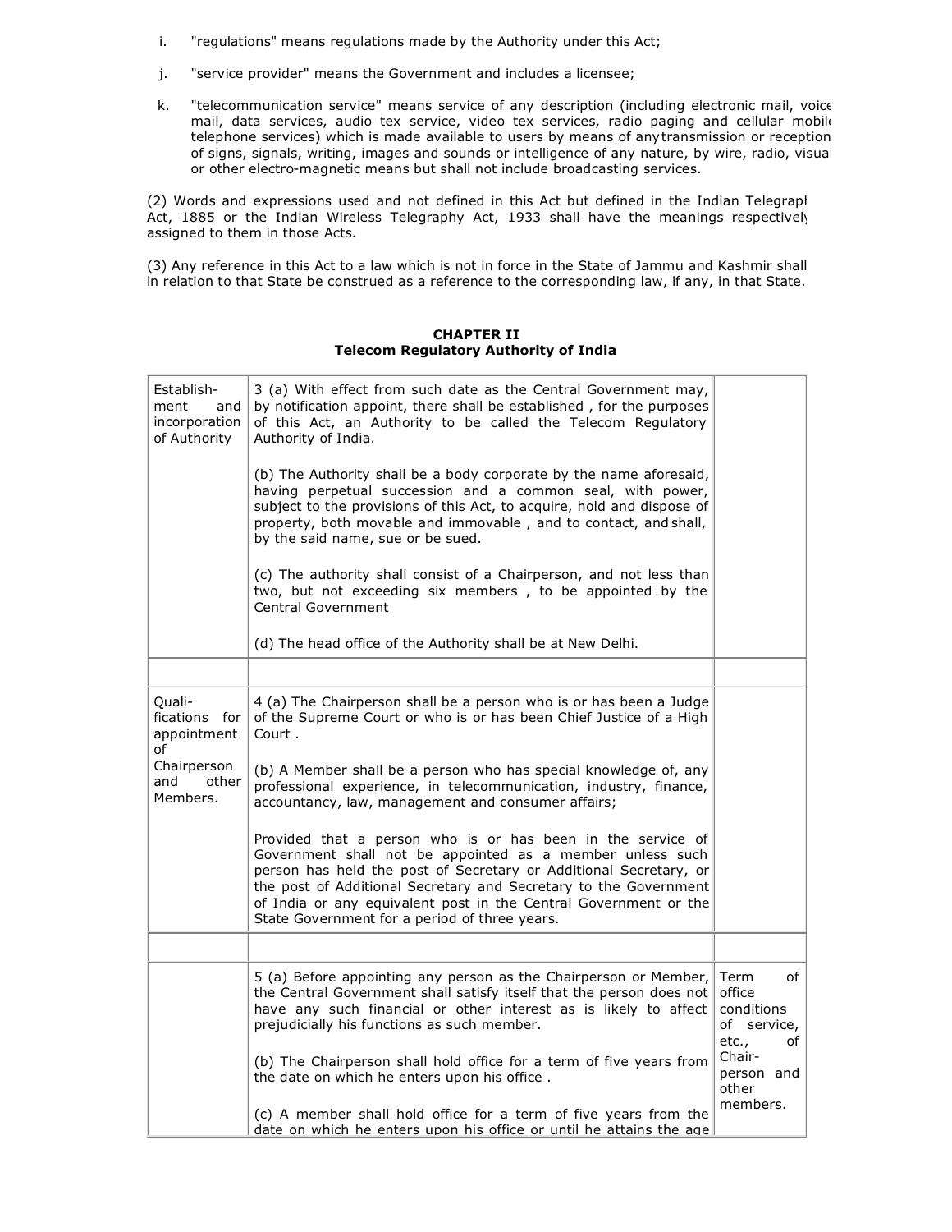i. "regulations" means regulations made by the Authority under this Act;

j. "service provider" means the Government and includes a licensee;

k. "telecommunication service" means service of any description (including electronic mail, voice mail, data services, audio tex service, video tex services, radio paging and cellular mobile telephone services) which is made available to users by means of any transmission or reception of signs, signals, writing, images and sounds or intelligence of any nature, by wire, radio, visual or other electro-magnetic means but shall not include broadcasting services.

(2) Words and expressions used and not defined in this Act but defined in the Indian Telegraph Act, 1885 or the Indian Wireless Telegraphy Act, 1933 shall have the meanings respectively assigned to them in those Acts.

(3) Any reference in this Act to a law which is not in force in the State of Jammu and Kashmir shall in relation to that State be construed as a reference to the corresponding law, if any, in that State.

## CHAPTER II
## Telecom Regulatory Authority of India

| | | |
|---|---|---|
| Establish-ment and incorporation of Authority | 3 (a) With effect from such date as the Central Government may, by notification appoint, there shall be established , for the purposes of this Act, an Authority to be called the Telecom Regulatory Authority of India.<br><br>(b) The Authority shall be a body corporate by the name aforesaid, having perpetual succession and a common seal, with power, subject to the provisions of this Act, to acquire, hold and dispose of property, both movable and immovable , and to contact, and shall, by the said name, sue or be sued.<br><br>(c) The authority shall consist of a Chairperson, and not less than two, but not exceeding six members , to be appointed by the Central Government<br><br>(d) The head office of the Authority shall be at New Delhi. | |
| | | |
| Quali-fications for appointment of Chairperson and other Members. | 4 (a) The Chairperson shall be a person who is or has been a Judge of the Supreme Court or who is or has been Chief Justice of a High Court .<br><br>(b) A Member shall be a person who has special knowledge of, any professional experience, in telecommunication, industry, finance, accountancy, law, management and consumer affairs;<br><br>Provided that a person who is or has been in the service of Government shall not be appointed as a member unless such person has held the post of Secretary or Additional Secretary, or the post of Additional Secretary and Secretary to the Government of India or any equivalent post in the Central Government or the State Government for a period of three years. | |
| | | |
| | 5 (a) Before appointing any person as the Chairperson or Member, the Central Government shall satisfy itself that the person does not have any such financial or other interest as is likely to affect prejudicially his functions as such member.<br><br>(b) The Chairperson shall hold office for a term of five years from the date on which he enters upon his office .<br><br>(c) A member shall hold office for a term of five years from the date on which he enters upon his office or until he attains the age | Term of office conditions of service, etc., of Chair-person and other members. |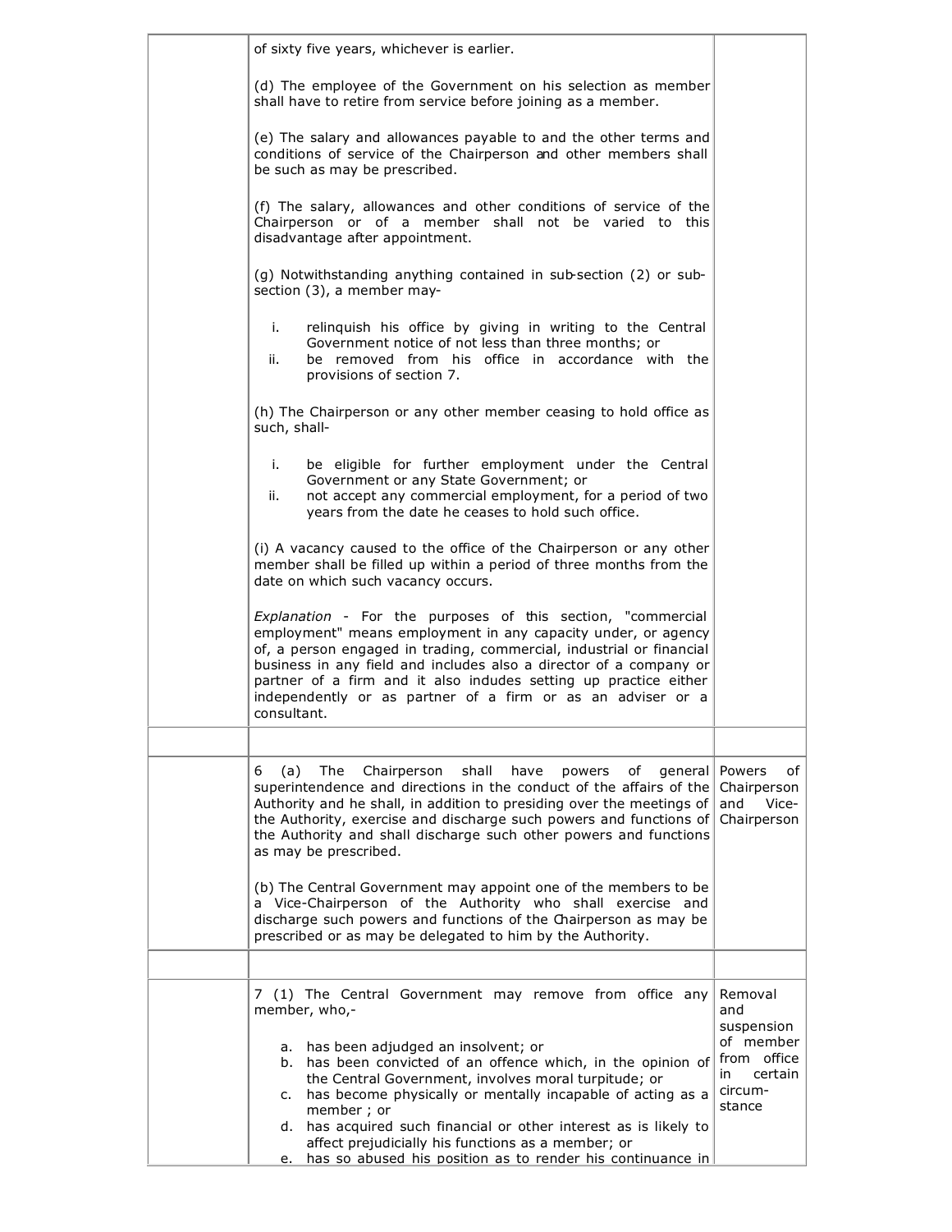| | | |
|---|---|---|
| | of sixty five years, whichever is earlier.<br><br>(d) The employee of the Government on his selection as member shall have to retire from service before joining as a member.<br><br>(e) The salary and allowances payable to and the other terms and conditions of service of the Chairperson and other members shall be such as may be prescribed.<br><br>(f) The salary, allowances and other conditions of service of the Chairperson or of a member shall not be varied to this disadvantage after appointment.<br><br>(g) Notwithstanding anything contained in sub-section (2) or sub-section (3), a member may-<br><br>i. relinquish his office by giving in writing to the Central Government notice of not less than three months; or<br>ii. be removed from his office in accordance with the provisions of section 7.<br><br>(h) The Chairperson or any other member ceasing to hold office as such, shall-<br><br>i. be eligible for further employment under the Central Government or any State Government; or<br>ii. not accept any commercial employment, for a period of two years from the date he ceases to hold such office.<br><br>(i) A vacancy caused to the office of the Chairperson or any other member shall be filled up within a period of three months from the date on which such vacancy occurs.<br><br>*Explanation* - For the purposes of this section, "commercial employment" means employment in any capacity under, or agency of, a person engaged in trading, commercial, industrial or financial business in any field and includes also a director of a company or partner of a firm and it also indudes setting up practice either independently or as partner of a firm or as an adviser or a consultant. | |
| | | |
| | 6 (a) The Chairperson shall have powers of general superintendence and directions in the conduct of the affairs of the Authority and he shall, in addition to presiding over the meetings of the Authority, exercise and discharge such powers and functions of the Authority and shall discharge such other powers and functions as may be prescribed.<br><br>(b) The Central Government may appoint one of the members to be a Vice-Chairperson of the Authority who shall exercise and discharge such powers and functions of the Chairperson as may be prescribed or as may be delegated to him by the Authority. | Powers of Chairperson and Vice-Chairperson |
| | | |
| | 7 (1) The Central Government may remove from office any member, who,-<br><br>a. has been adjudged an insolvent; or<br>b. has been convicted of an offence which, in the opinion of the Central Government, involves moral turpitude; or<br>c. has become physically or mentally incapable of acting as a member ; or<br>d. has acquired such financial or other interest as is likely to affect prejudicially his functions as a member; or<br>e. has so abused his position as to render his continuance in | Removal and suspension of member from office in certain circum-stance |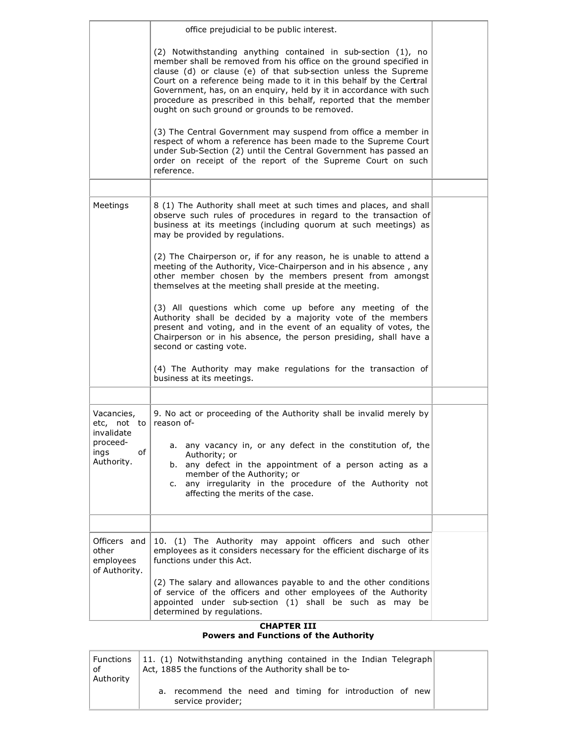| | | |
|---|---|---|
| | office prejudicial to be public interest.<br><br>(2) Notwithstanding anything contained in sub-section (1), no member shall be removed from his office on the ground specified in clause (d) or clause (e) of that sub-section unless the Supreme Court on a reference being made to it in this behalf by the Central Government, has, on an enquiry, held by it in accordance with such procedure as prescribed in this behalf, reported that the member ought on such ground or grounds to be removed.<br><br>(3) The Central Government may suspend from office a member in respect of whom a reference has been made to the Supreme Court under Sub-Section (2) until the Central Government has passed an order on receipt of the report of the Supreme Court on such reference. | |
| | | |
| Meetings | 8 (1) The Authority shall meet at such times and places, and shall observe such rules of procedures in regard to the transaction of business at its meetings (including quorum at such meetings) as may be provided by regulations.<br><br>(2) The Chairperson or, if for any reason, he is unable to attend a meeting of the Authority, Vice-Chairperson and in his absence , any other member chosen by the members present from amongst themselves at the meeting shall preside at the meeting.<br><br>(3) All questions which come up before any meeting of the Authority shall be decided by a majority vote of the members present and voting, and in the event of an equality of votes, the Chairperson or in his absence, the person presiding, shall have a second or casting vote.<br><br>(4) The Authority may make regulations for the transaction of business at its meetings. | |
| | | |
| Vacancies, etc, not to invalidate proceed-ings of Authority. | 9. No act or proceeding of the Authority shall be invalid merely by reason of-<br><br>a. any vacancy in, or any defect in the constitution of, the Authority; or<br>b. any defect in the appointment of a person acting as a member of the Authority; or<br>c. any irregularity in the procedure of the Authority not affecting the merits of the case. | |
| | | |
| Officers and other employees of Authority. | 10. (1) The Authority may appoint officers and such other employees as it considers necessary for the efficient discharge of its functions under this Act.<br><br>(2) The salary and allowances payable to and the other conditions of service of the officers and other employees of the Authority appointed under sub-section (1) shall be such as may be determined by regulations. | |

**CHAPTER III**
**Powers and Functions of the Authority**

| | | |
|---|---|---|
| Functions of Authority | 11. (1) Notwithstanding anything contained in the Indian Telegraph Act, 1885 the functions of the Authority shall be to-<br><br>a. recommend the need and timing for introduction of new service provider; | |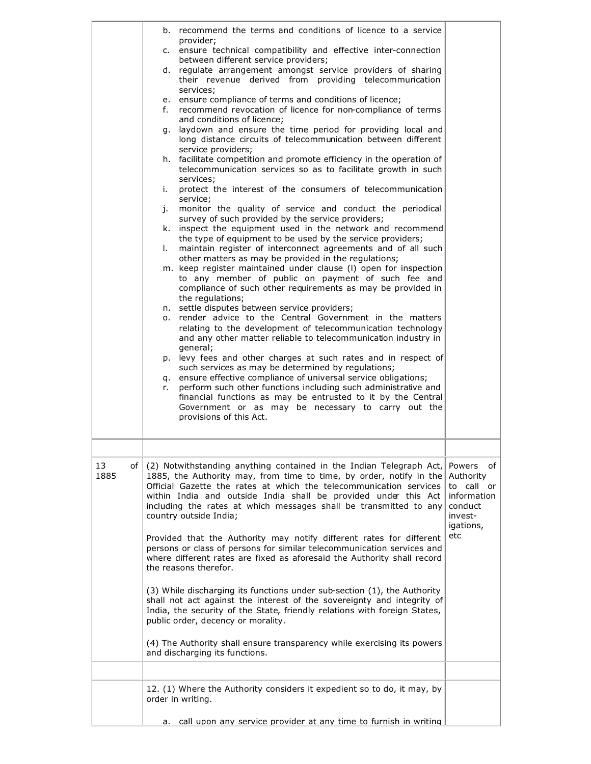| | | |
|---|---|---|
| | b. recommend the terms and conditions of licence to a service provider;<br>c. ensure technical compatibility and effective inter-connection between different service providers;<br>d. regulate arrangement amongst service providers of sharing their revenue derived from providing telecommunication services;<br>e. ensure compliance of terms and conditions of licence;<br>f. recommend revocation of licence for non-compliance of terms and conditions of licence;<br>g. laydown and ensure the time period for providing local and long distance circuits of telecommunication between different service providers;<br>h. facilitate competition and promote efficiency in the operation of telecommunication services so as to facilitate growth in such services;<br>i. protect the interest of the consumers of telecommunication service;<br>j. monitor the quality of service and conduct the periodical survey of such provided by the service providers;<br>k. inspect the equipment used in the network and recommend the type of equipment to be used by the service providers;<br>l. maintain register of interconnect agreements and of all such other matters as may be provided in the regulations;<br>m. keep register maintained under clause (l) open for inspection to any member of public on payment of such fee and compliance of such other requirements as may be provided in the regulations;<br>n. settle disputes between service providers;<br>o. render advice to the Central Government in the matters relating to the development of telecommunication technology and any other matter reliable to telecommunication industry in general;<br>p. levy fees and other charges at such rates and in respect of such services as may be determined by regulations;<br>q. ensure effective compliance of universal service obligations;<br>r. perform such other functions including such administrative and financial functions as may be entrusted to it by the Central Government or as may be necessary to carry out the provisions of this Act. | |
| | | |
| 13 of 1885 | (2) Notwithstanding anything contained in the Indian Telegraph Act, 1885, the Authority may, from time to time, by order, notify in the Official Gazette the rates at which the telecommunication services within India and outside India shall be provided under this Act including the rates at which messages shall be transmitted to any country outside India;<br><br>Provided that the Authority may notify different rates for different persons or class of persons for similar telecommunication services and where different rates are fixed as aforesaid the Authority shall record the reasons therefor.<br><br>(3) While discharging its functions under sub-section (1), the Authority shall not act against the interest of the sovereignty and integrity of India, the security of the State, friendly relations with foreign States, public order, decency or morality.<br><br>(4) The Authority shall ensure transparency while exercising its powers and discharging its functions. | Powers of Authority to call or information conduct invest-igations, etc |
| | | |
| | 12. (1) Where the Authority considers it expedient so to do, it may, by order in writing.<br><br>a. call upon any service provider at any time to furnish in writing | |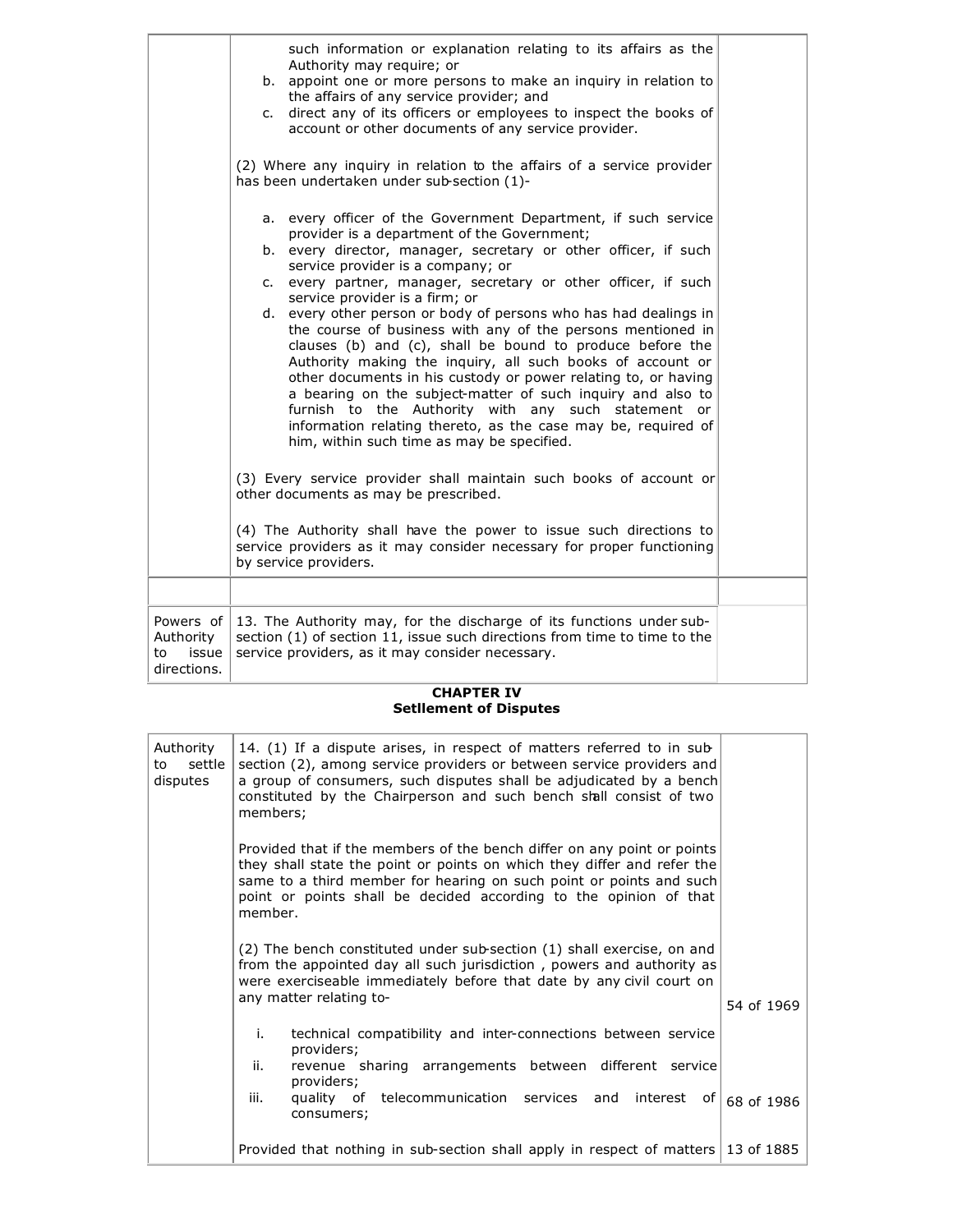| | | |
|---|---|---|
| | such information or explanation relating to its affairs as the Authority may require; or<br>b. appoint one or more persons to make an inquiry in relation to the affairs of any service provider; and<br>c. direct any of its officers or employees to inspect the books of account or other documents of any service provider.<br><br>(2) Where any inquiry in relation to the affairs of a service provider has been undertaken under sub-section (1)-<br><br>a. every officer of the Government Department, if such service provider is a department of the Government;<br>b. every director, manager, secretary or other officer, if such service provider is a company; or<br>c. every partner, manager, secretary or other officer, if such service provider is a firm; or<br>d. every other person or body of persons who has had dealings in the course of business with any of the persons mentioned in clauses (b) and (c), shall be bound to produce before the Authority making the inquiry, all such books of account or other documents in his custody or power relating to, or having a bearing on the subject-matter of such inquiry and also to furnish to the Authority with any such statement or information relating thereto, as the case may be, required of him, within such time as may be specified.<br><br>(3) Every service provider shall maintain such books of account or other documents as may be prescribed.<br><br>(4) The Authority shall have the power to issue such directions to service providers as it may consider necessary for proper functioning by service providers. | |
| | | |
| Powers of Authority to issue directions. | 13. The Authority may, for the discharge of its functions under sub-section (1) of section 11, issue such directions from time to time to the service providers, as it may consider necessary. | |

**CHAPTER IV**
**Settlement of Disputes**

| | | |
|---|---|---|
| Authority to settle disputes | 14. (1) If a dispute arises, in respect of matters referred to in sub-section (2), among service providers or between service providers and a group of consumers, such disputes shall be adjudicated by a bench constituted by the Chairperson and such bench shall consist of two members;<br><br>Provided that if the members of the bench differ on any point or points they shall state the point or points on which they differ and refer the same to a third member for hearing on such point or points and such point or points shall be decided according to the opinion of that member.<br><br>(2) The bench constituted under sub-section (1) shall exercise, on and from the appointed day all such jurisdiction , powers and authority as were exerciseable immediately before that date by any civil court on any matter relating to-<br><br>i. technical compatibility and inter-connections between service providers;<br>ii. revenue sharing arrangements between different service providers;<br>iii. quality of telecommunication services and interest of consumers;<br><br>Provided that nothing in sub-section shall apply in respect of matters | 54 of 1969<br><br>68 of 1986<br><br>13 of 1885 |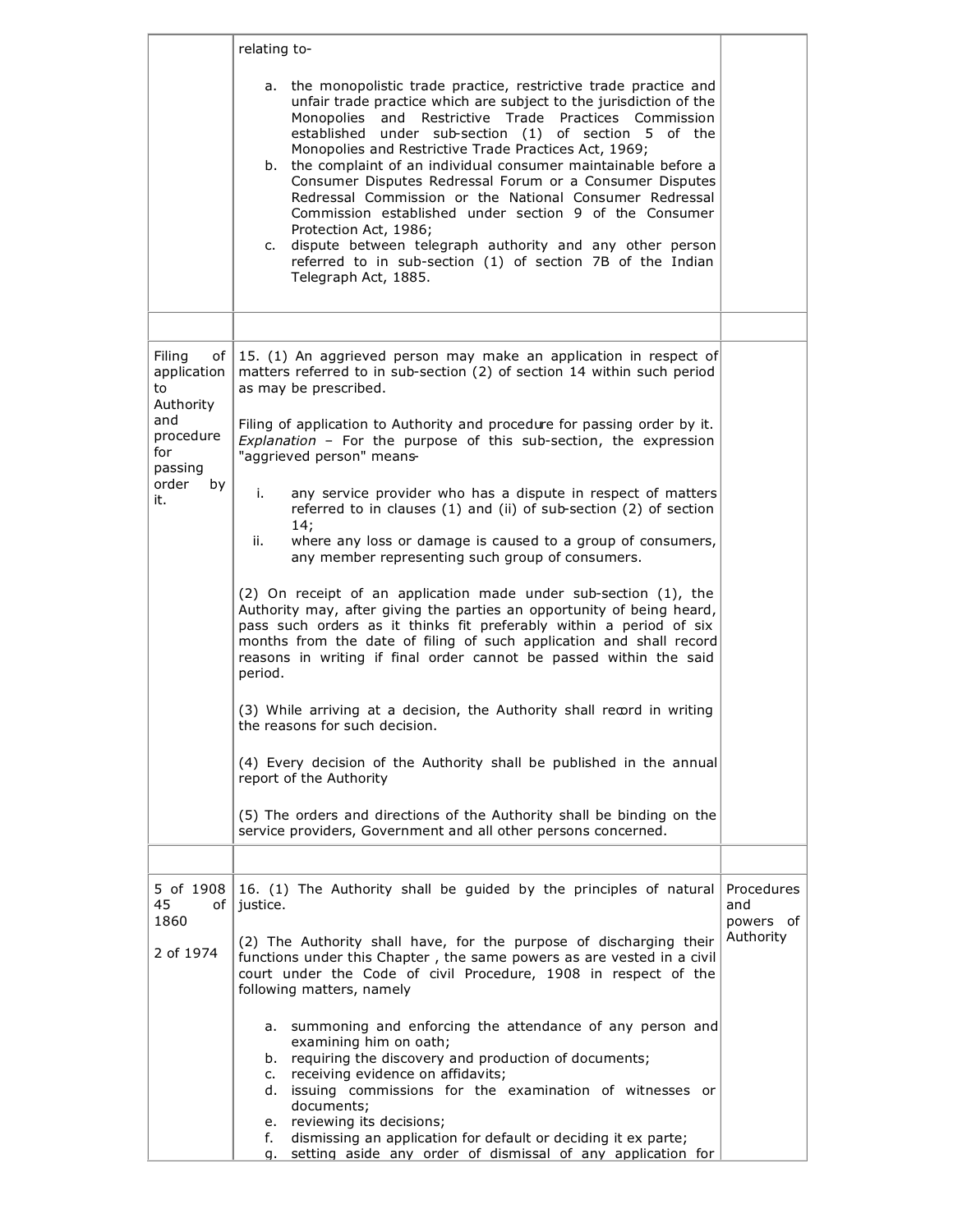| | | |
|---|---|---|
| | relating to-<br><br>a. the monopolistic trade practice, restrictive trade practice and unfair trade practice which are subject to the jurisdiction of the Monopolies and Restrictive Trade Practices Commission established under sub-section (1) of section 5 of the Monopolies and Restrictive Trade Practices Act, 1969;<br>b. the complaint of an individual consumer maintainable before a Consumer Disputes Redressal Forum or a Consumer Disputes Redressal Commission or the National Consumer Redressal Commission established under section 9 of the Consumer Protection Act, 1986;<br>c. dispute between telegraph authority and any other person referred to in sub-section (1) of section 7B of the Indian Telegraph Act, 1885. | |
| | | |
| Filing of application to Authority and procedure for passing order by it. | 15. (1) An aggrieved person may make an application in respect of matters referred to in sub-section (2) of section 14 within such period as may be prescribed.<br><br>Filing of application to Authority and procedure for passing order by it. *Explanation* – For the purpose of this sub-section, the expression "aggrieved person" means-<br><br>i. any service provider who has a dispute in respect of matters referred to in clauses (1) and (ii) of sub-section (2) of section 14;<br>ii. where any loss or damage is caused to a group of consumers, any member representing such group of consumers.<br><br>(2) On receipt of an application made under sub-section (1), the Authority may, after giving the parties an opportunity of being heard, pass such orders as it thinks fit preferably within a period of six months from the date of filing of such application and shall record reasons in writing if final order cannot be passed within the said period.<br><br>(3) While arriving at a decision, the Authority shall record in writing the reasons for such decision.<br><br>(4) Every decision of the Authority shall be published in the annual report of the Authority<br><br>(5) The orders and directions of the Authority shall be binding on the service providers, Government and all other persons concerned. | |
| | | |
| 5 of 1908<br>45 of 1860<br><br>2 of 1974 | 16. (1) The Authority shall be guided by the principles of natural justice.<br><br>(2) The Authority shall have, for the purpose of discharging their functions under this Chapter , the same powers as are vested in a civil court under the Code of civil Procedure, 1908 in respect of the following matters, namely<br><br>a. summoning and enforcing the attendance of any person and examining him on oath;<br>b. requiring the discovery and production of documents;<br>c. receiving evidence on affidavits;<br>d. issuing commissions for the examination of witnesses or documents;<br>e. reviewing its decisions;<br>f. dismissing an application for default or deciding it ex parte;<br>g. setting aside any order of dismissal of any application for | Procedures and powers of Authority |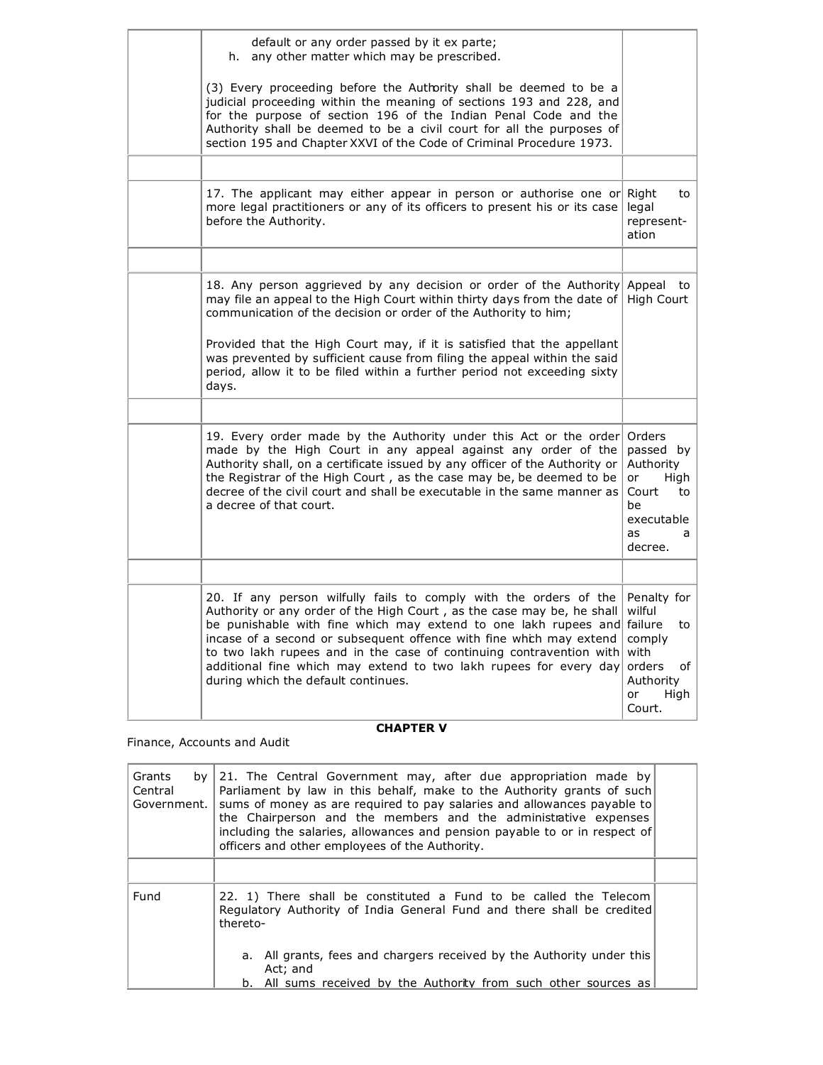| | | |
|---|---|---|
| | default or any order passed by it ex parte;<br>h. any other matter which may be prescribed.<br><br>(3) Every proceeding before the Authority shall be deemed to be a judicial proceeding within the meaning of sections 193 and 228, and for the purpose of section 196 of the Indian Penal Code and the Authority shall be deemed to be a civil court for all the purposes of section 195 and Chapter XXVI of the Code of Criminal Procedure 1973. | |
| | | |
| | 17. The applicant may either appear in person or authorise one or more legal practitioners or any of its officers to present his or its case before the Authority. | Right to legal representation |
| | | |
| | 18. Any person aggrieved by any decision or order of the Authority may file an appeal to the High Court within thirty days from the date of communication of the decision or order of the Authority to him;<br><br>Provided that the High Court may, if it is satisfied that the appellant was prevented by sufficient cause from filing the appeal within the said period, allow it to be filed within a further period not exceeding sixty days. | Appeal to High Court |
| | | |
| | 19. Every order made by the Authority under this Act or the order made by the High Court in any appeal against any order of the Authority shall, on a certificate issued by any officer of the Authority or the Registrar of the High Court , as the case may be, be deemed to be decree of the civil court and shall be executable in the same manner as a decree of that court. | Orders passed by Authority or High Court to be executable as a decree. |
| | | |
| | 20. If any person wilfully fails to comply with the orders of the Authority or any order of the High Court , as the case may be, he shall be punishable with fine which may extend to one lakh rupees and incase of a second or subsequent offence with fine which may extend to two lakh rupees and in the case of continuing contravention with additional fine which may extend to two lakh rupees for every day during which the default continues. | Penalty for wilful failure to comply with orders of Authority or High Court. |

**CHAPTER V**

Finance, Accounts and Audit

| | | |
|---|---|---|
| Grants by Central Government. | 21. The Central Government may, after due appropriation made by Parliament by law in this behalf, make to the Authority grants of such sums of money as are required to pay salaries and allowances payable to the Chairperson and the members and the administrative expenses including the salaries, allowances and pension payable to or in respect of officers and other employees of the Authority. | |
| | | |
| Fund | 22. 1) There shall be constituted a Fund to be called the Telecom Regulatory Authority of India General Fund and there shall be credited thereto-<br><br>a. All grants, fees and chargers received by the Authority under this Act; and<br>b. All sums received by the Authority from such other sources as | |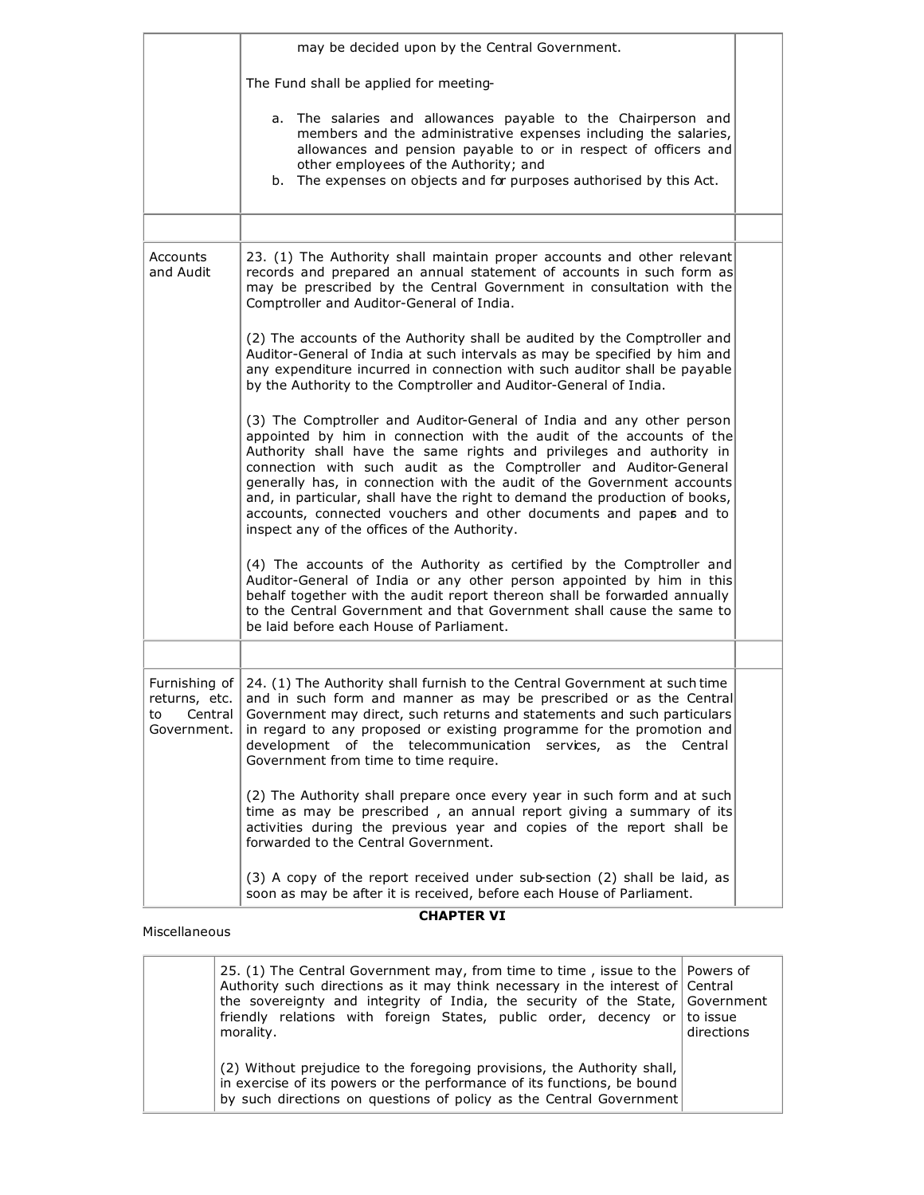| | | |
|---|---|---|
| | may be decided upon by the Central Government.<br><br>The Fund shall be applied for meeting-<br><br>a. The salaries and allowances payable to the Chairperson and members and the administrative expenses including the salaries, allowances and pension payable to or in respect of officers and other employees of the Authority; and<br>b. The expenses on objects and for purposes authorised by this Act. | |
| | | |
| Accounts and Audit | 23. (1) The Authority shall maintain proper accounts and other relevant records and prepared an annual statement of accounts in such form as may be prescribed by the Central Government in consultation with the Comptroller and Auditor-General of India.<br><br>(2) The accounts of the Authority shall be audited by the Comptroller and Auditor-General of India at such intervals as may be specified by him and any expenditure incurred in connection with such auditor shall be payable by the Authority to the Comptroller and Auditor-General of India.<br><br>(3) The Comptroller and Auditor-General of India and any other person appointed by him in connection with the audit of the accounts of the Authority shall have the same rights and privileges and authority in connection with such audit as the Comptroller and Auditor-General generally has, in connection with the audit of the Government accounts and, in particular, shall have the right to demand the production of books, accounts, connected vouchers and other documents and papers and to inspect any of the offices of the Authority.<br><br>(4) The accounts of the Authority as certified by the Comptroller and Auditor-General of India or any other person appointed by him in this behalf together with the audit report thereon shall be forwarded annually to the Central Government and that Government shall cause the same to be laid before each House of Parliament. | |
| | | |
| Furnishing of returns, etc. to Central Government. | 24. (1) The Authority shall furnish to the Central Government at such time and in such form and manner as may be prescribed or as the Central Government may direct, such returns and statements and such particulars in regard to any proposed or existing programme for the promotion and development of the telecommunication services, as the Central Government from time to time require.<br><br>(2) The Authority shall prepare once every year in such form and at such time as may be prescribed , an annual report giving a summary of its activities during the previous year and copies of the report shall be forwarded to the Central Government.<br><br>(3) A copy of the report received under sub-section (2) shall be laid, as soon as may be after it is received, before each House of Parliament. | |

## CHAPTER VI

Miscellaneous

| | | |
|---|---|---|
| | 25. (1) The Central Government may, from time to time , issue to the Authority such directions as it may think necessary in the interest of the sovereignty and integrity of India, the security of the State, friendly relations with foreign States, public order, decency or morality.<br><br>(2) Without prejudice to the foregoing provisions, the Authority shall, in exercise of its powers or the performance of its functions, be bound by such directions on questions of policy as the Central Government | Powers of Central Government to issue directions |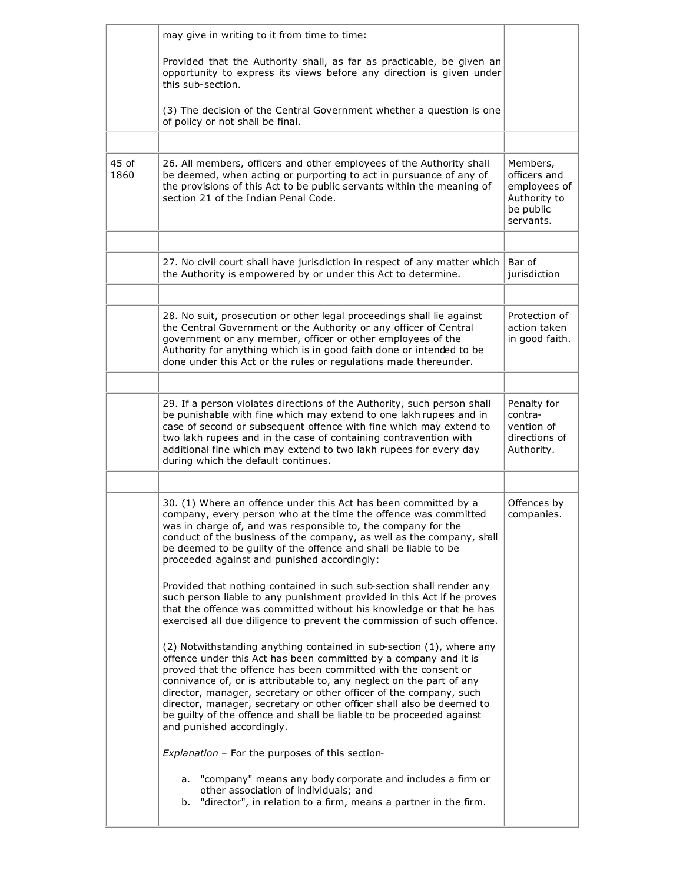| | | |
|---|---|---|
| | may give in writing to it from time to time:<br><br>Provided that the Authority shall, as far as practicable, be given an opportunity to express its views before any direction is given under this sub-section.<br><br>(3) The decision of the Central Government whether a question is one of policy or not shall be final. | |
| | | |
| 45 of 1860 | 26. All members, officers and other employees of the Authority shall be deemed, when acting or purporting to act in pursuance of any of the provisions of this Act to be public servants within the meaning of section 21 of the Indian Penal Code. | Members, officers and employees of Authority to be public servants. |
| | | |
| | 27. No civil court shall have jurisdiction in respect of any matter which the Authority is empowered by or under this Act to determine. | Bar of jurisdiction |
| | | |
| | 28. No suit, prosecution or other legal proceedings shall lie against the Central Government or the Authority or any officer of Central government or any member, officer or other employees of the Authority for anything which is in good faith done or intended to be done under this Act or the rules or regulations made thereunder. | Protection of action taken in good faith. |
| | | |
| | 29. If a person violates directions of the Authority, such person shall be punishable with fine which may extend to one lakh rupees and in case of second or subsequent offence with fine which may extend to two lakh rupees and in the case of containing contravention with additional fine which may extend to two lakh rupees for every day during which the default continues. | Penalty for contra-vention of directions of Authority. |
| | | |
| | 30. (1) Where an offence under this Act has been committed by a company, every person who at the time the offence was committed was in charge of, and was responsible to, the company for the conduct of the business of the company, as well as the company, shall be deemed to be guilty of the offence and shall be liable to be proceeded against and punished accordingly:<br><br>Provided that nothing contained in such sub-section shall render any such person liable to any punishment provided in this Act if he proves that the offence was committed without his knowledge or that he has exercised all due diligence to prevent the commission of such offence.<br><br>(2) Notwithstanding anything contained in sub-section (1), where any offence under this Act has been committed by a company and it is proved that the offence has been committed with the consent or connivance of, or is attributable to, any neglect on the part of any director, manager, secretary or other officer of the company, such director, manager, secretary or other officer shall also be deemed to be guilty of the offence and shall be liable to be proceeded against and punished accordingly.<br><br>*Explanation* – For the purposes of this section-<br><br>a. "company" means any body corporate and includes a firm or other association of individuals; and<br>b. "director", in relation to a firm, means a partner in the firm. | Offences by companies. |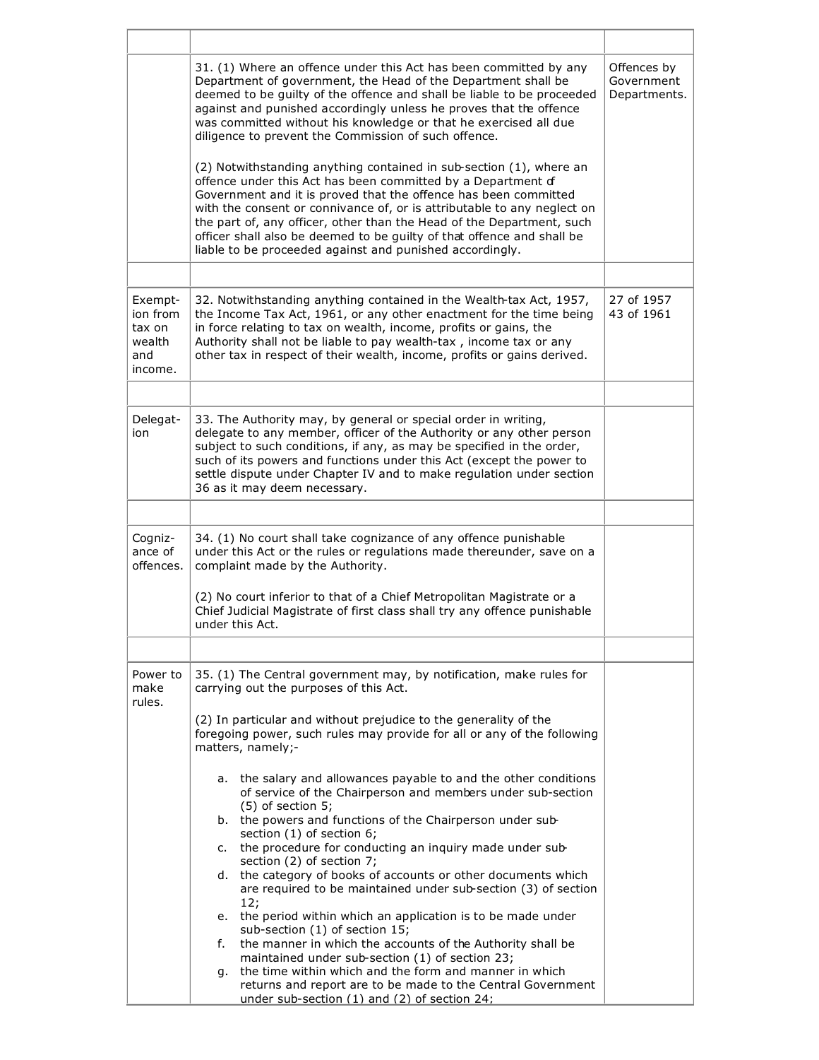| | | |
|---|---|---|
| | 31. (1) Where an offence under this Act has been committed by any Department of government, the Head of the Department shall be deemed to be guilty of the offence and shall be liable to be proceeded against and punished accordingly unless he proves that the offence was committed without his knowledge or that he exercised all due diligence to prevent the Commission of such offence.<br><br>(2) Notwithstanding anything contained in sub-section (1), where an offence under this Act has been committed by a Department of Government and it is proved that the offence has been committed with the consent or connivance of, or is attributable to any neglect on the part of, any officer, other than the Head of the Department, such officer shall also be deemed to be guilty of that offence and shall be liable to be proceeded against and punished accordingly. | Offences by Government Departments. |
| | | |
| Exemption from tax on wealth and income. | 32. Notwithstanding anything contained in the Wealth-tax Act, 1957, the Income Tax Act, 1961, or any other enactment for the time being in force relating to tax on wealth, income, profits or gains, the Authority shall not be liable to pay wealth-tax , income tax or any other tax in respect of their wealth, income, profits or gains derived. | 27 of 1957<br>43 of 1961 |
| | | |
| Delegation | 33. The Authority may, by general or special order in writing, delegate to any member, officer of the Authority or any other person subject to such conditions, if any, as may be specified in the order, such of its powers and functions under this Act (except the power to settle dispute under Chapter IV and to make regulation under section 36 as it may deem necessary. | |
| | | |
| Cognizance of offences. | 34. (1) No court shall take cognizance of any offence punishable under this Act or the rules or regulations made thereunder, save on a complaint made by the Authority.<br><br>(2) No court inferior to that of a Chief Metropolitan Magistrate or a Chief Judicial Magistrate of first class shall try any offence punishable under this Act. | |
| | | |
| Power to make rules. | 35. (1) The Central government may, by notification, make rules for carrying out the purposes of this Act.<br><br>(2) In particular and without prejudice to the generality of the foregoing power, such rules may provide for all or any of the following matters, namely;-<br><br>a. the salary and allowances payable to and the other conditions of service of the Chairperson and members under sub-section (5) of section 5;<br>b. the powers and functions of the Chairperson under sub-section (1) of section 6;<br>c. the procedure for conducting an inquiry made under sub-section (2) of section 7;<br>d. the category of books of accounts or other documents which are required to be maintained under sub-section (3) of section 12;<br>e. the period within which an application is to be made under sub-section (1) of section 15;<br>f. the manner in which the accounts of the Authority shall be maintained under sub-section (1) of section 23;<br>g. the time within which and the form and manner in which returns and report are to be made to the Central Government under sub-section (1) and (2) of section 24; | |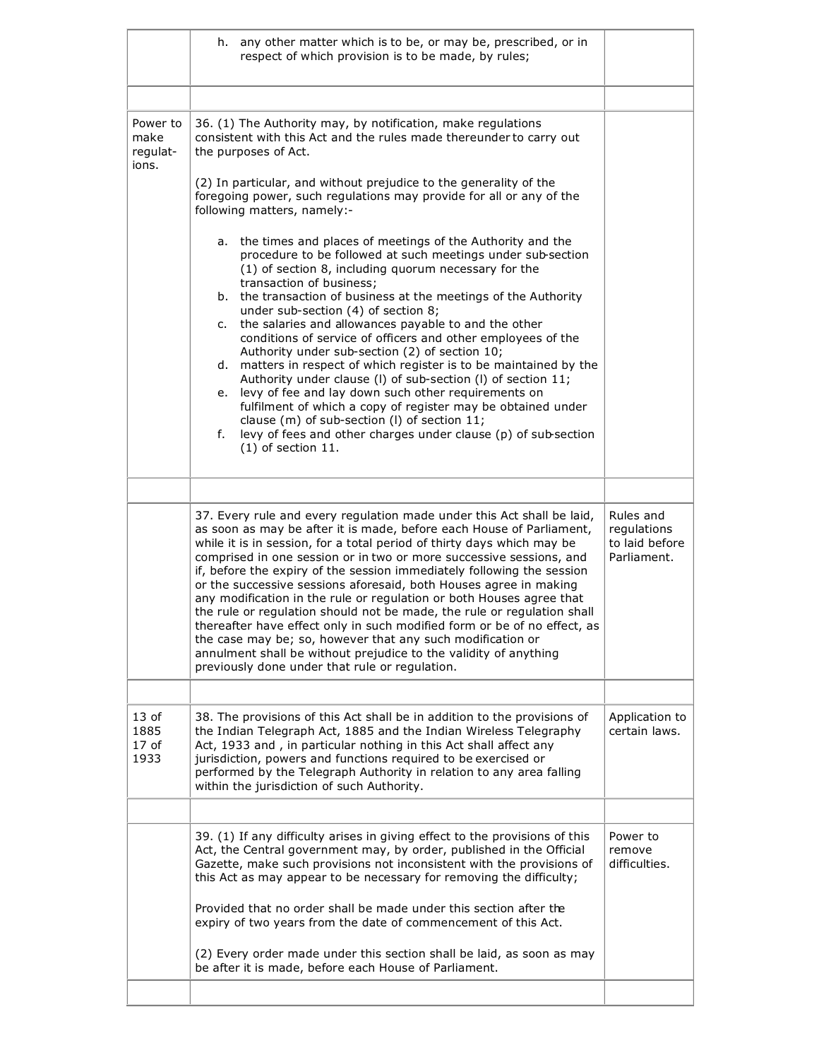| | | |
|---|---|---|
| | h. any other matter which is to be, or may be, prescribed, or in respect of which provision is to be made, by rules; | |
| | | |
| Power to make regulations. | 36. (1) The Authority may, by notification, make regulations consistent with this Act and the rules made thereunder to carry out the purposes of Act.<br><br>(2) In particular, and without prejudice to the generality of the foregoing power, such regulations may provide for all or any of the following matters, namely:-<br><br>a. the times and places of meetings of the Authority and the procedure to be followed at such meetings under sub-section (1) of section 8, including quorum necessary for the transaction of business;<br>b. the transaction of business at the meetings of the Authority under sub-section (4) of section 8;<br>c. the salaries and allowances payable to and the other conditions of service of officers and other employees of the Authority under sub-section (2) of section 10;<br>d. matters in respect of which register is to be maintained by the Authority under clause (l) of sub-section (l) of section 11;<br>e. levy of fee and lay down such other requirements on fulfilment of which a copy of register may be obtained under clause (m) of sub-section (l) of section 11;<br>f. levy of fees and other charges under clause (p) of sub-section (1) of section 11. | |
| | | |
| | 37. Every rule and every regulation made under this Act shall be laid, as soon as may be after it is made, before each House of Parliament, while it is in session, for a total period of thirty days which may be comprised in one session or in two or more successive sessions, and if, before the expiry of the session immediately following the session or the successive sessions aforesaid, both Houses agree in making any modification in the rule or regulation or both Houses agree that the rule or regulation should not be made, the rule or regulation shall thereafter have effect only in such modified form or be of no effect, as the case may be; so, however that any such modification or annulment shall be without prejudice to the validity of anything previously done under that rule or regulation. | Rules and regulations to laid before Parliament. |
| | | |
| 13 of 1885<br>17 of 1933 | 38. The provisions of this Act shall be in addition to the provisions of the Indian Telegraph Act, 1885 and the Indian Wireless Telegraphy Act, 1933 and , in particular nothing in this Act shall affect any jurisdiction, powers and functions required to be exercised or performed by the Telegraph Authority in relation to any area falling within the jurisdiction of such Authority. | Application to certain laws. |
| | | |
| | 39. (1) If any difficulty arises in giving effect to the provisions of this Act, the Central government may, by order, published in the Official Gazette, make such provisions not inconsistent with the provisions of this Act as may appear to be necessary for removing the difficulty;<br><br>Provided that no order shall be made under this section after the expiry of two years from the date of commencement of this Act.<br><br>(2) Every order made under this section shall be laid, as soon as may be after it is made, before each House of Parliament. | Power to remove difficulties. |
| | | |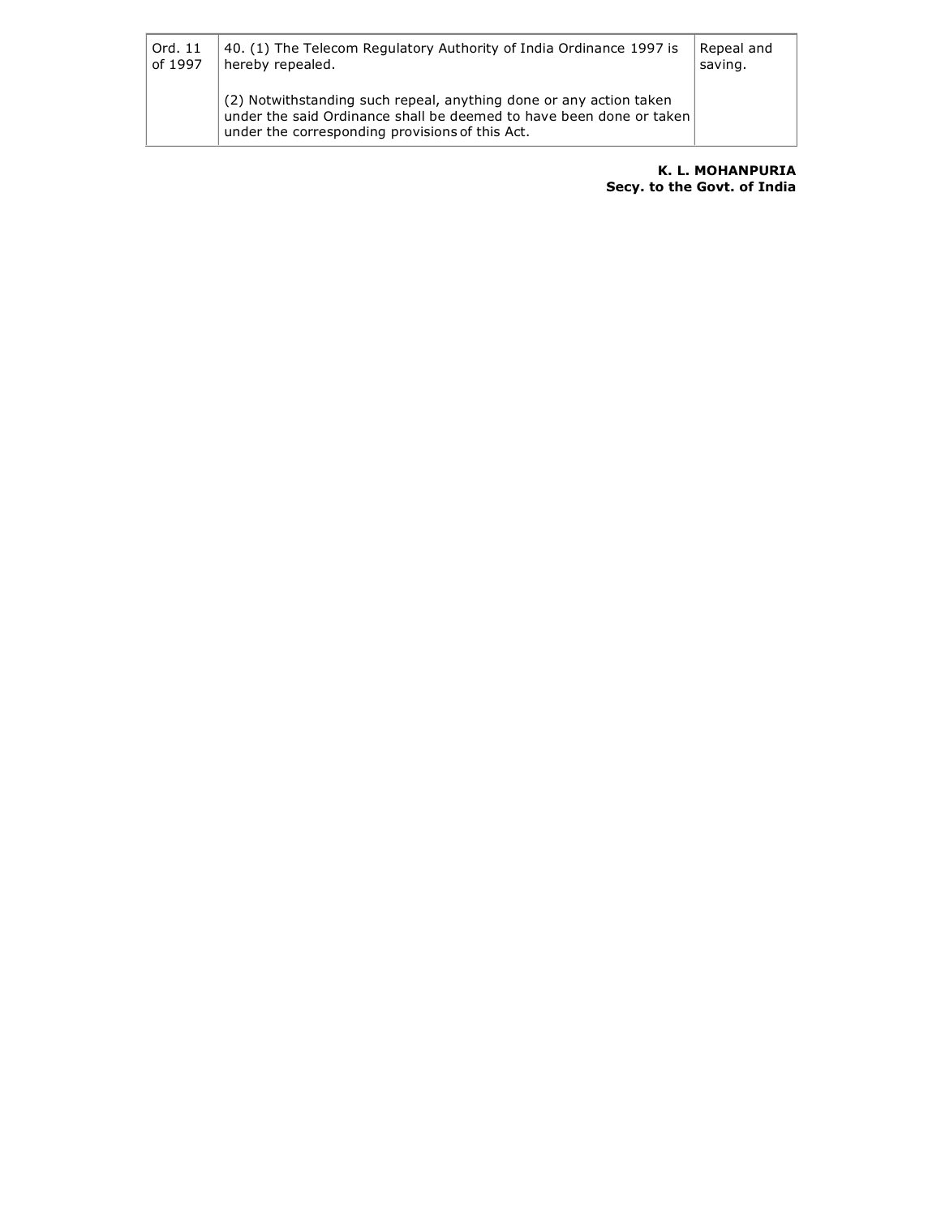| | | |
|---|---|---|
| Ord. 11 of 1997 | 40. (1) The Telecom Regulatory Authority of India Ordinance 1997 is hereby repealed.<br><br>(2) Notwithstanding such repeal, anything done or any action taken under the said Ordinance shall be deemed to have been done or taken under the corresponding provisions of this Act. | Repeal and saving. |

**K. L. MOHANPURIA**
**Secy. to the Govt. of India**